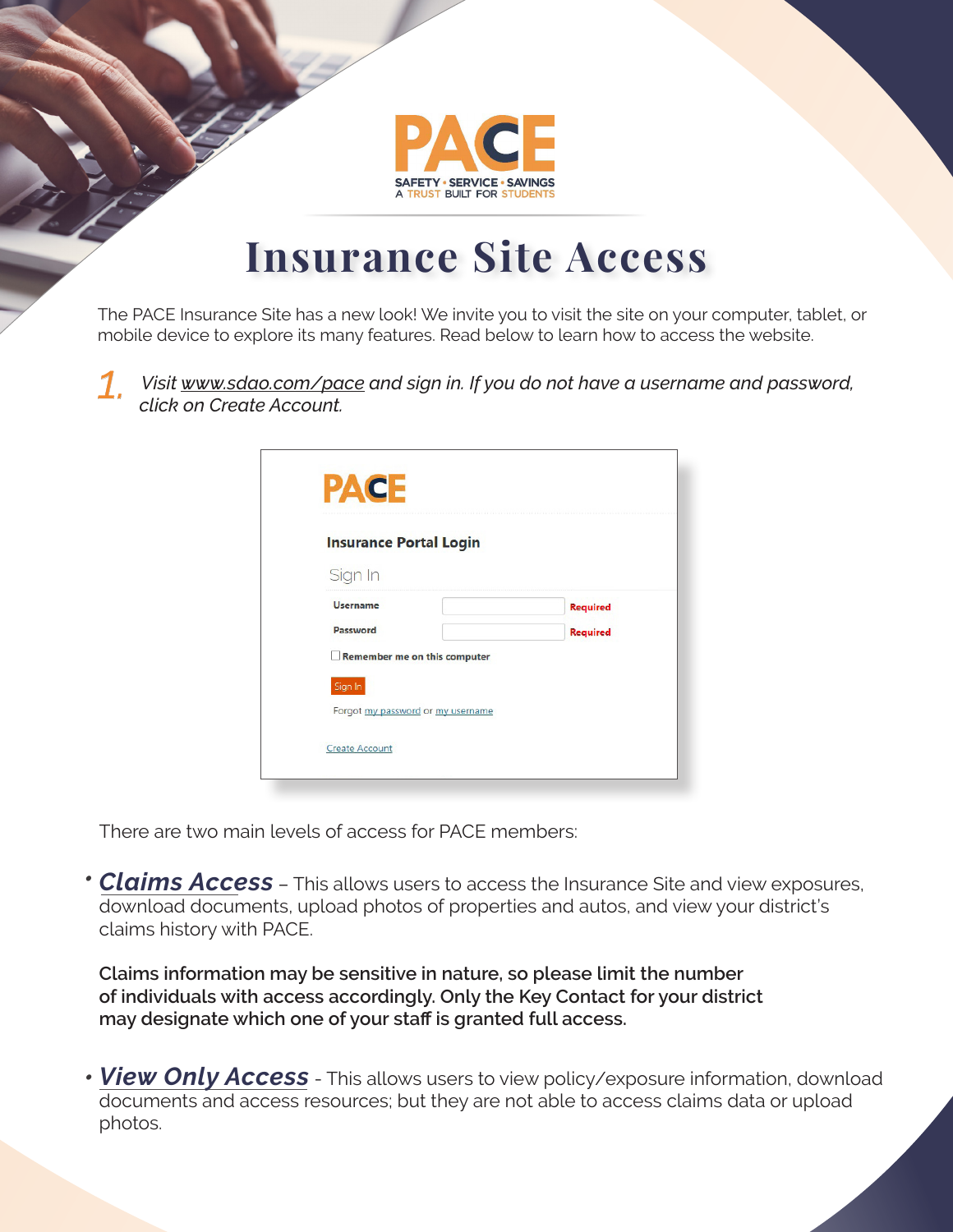PACE

SAFETY • SERVICE • SAVINGS
A TRUST BUILT FOR STUDENTS

# Insurance Site Access

The PACE Insurance Site has a new look! We invite you to visit the site on your computer, tablet, or mobile device to explore its many features. Read below to learn how to access the website.

1. *Visit www.sdao.com/pace and sign in. If you do not have a username and password, click on Create Account.*

PACE

**Insurance Portal Login**

Sign In

| | | |
|---|---|---|
| **Username** | | Required |
| **Password** | | Required |

☐ **Remember me on this computer**

Sign In

Forgot my password or my username

Create Account

There are two main levels of access for PACE members:

- ***Claims Access*** – This allows users to access the Insurance Site and view exposures, download documents, upload photos of properties and autos, and view your district's claims history with PACE.

  **Claims information may be sensitive in nature, so please limit the number of individuals with access accordingly. Only the Key Contact for your district may designate which one of your staff is granted full access.**

- ***View Only Access*** - This allows users to view policy/exposure information, download documents and access resources; but they are not able to access claims data or upload photos.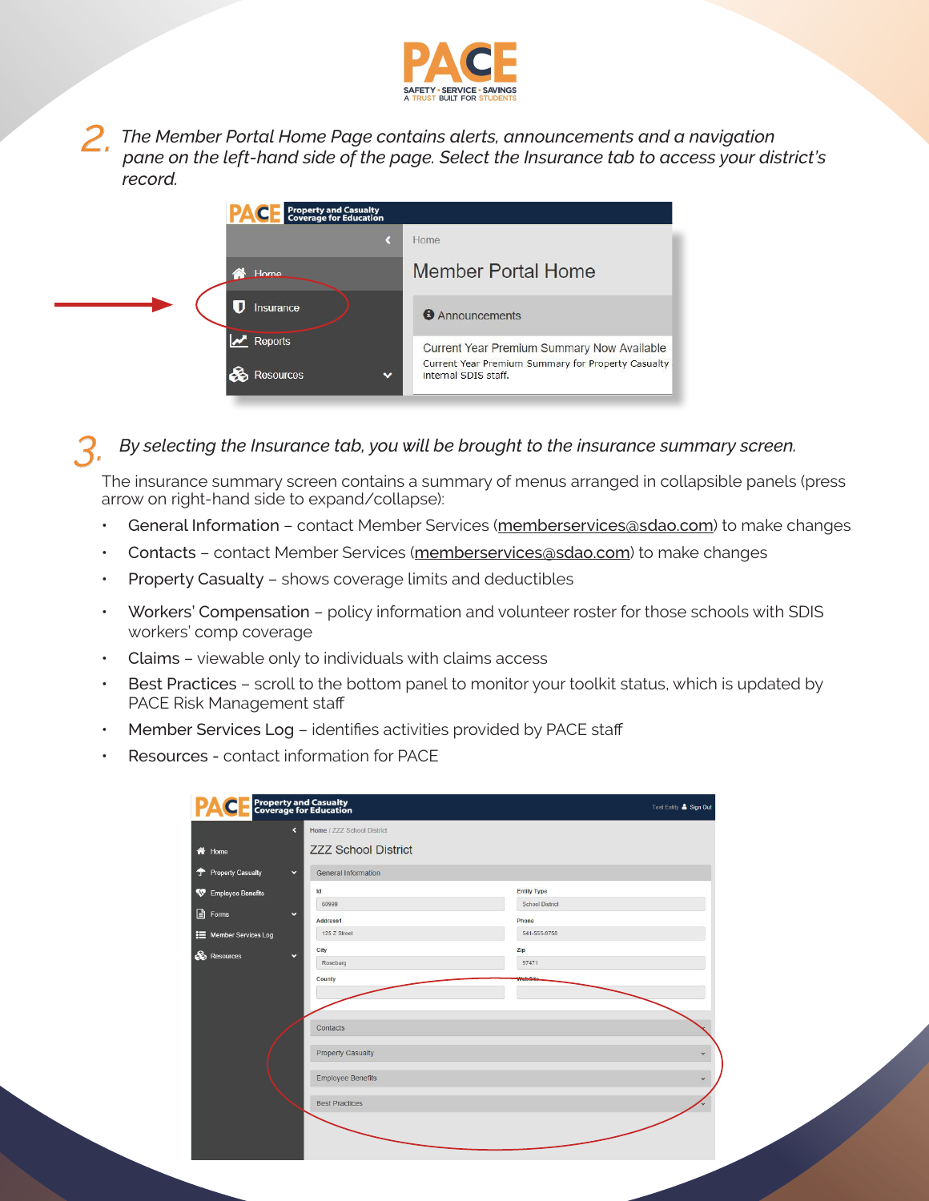2. *The Member Portal Home Page contains alerts, announcements and a navigation pane on the left-hand side of the page. Select the Insurance tab to access your district's record.*

3. *By selecting the Insurance tab, you will be brought to the insurance summary screen.*

The insurance summary screen contains a summary of menus arranged in collapsible panels (press arrow on right-hand side to expand/collapse):

- General Information – contact Member Services (memberservices@sdao.com) to make changes
- Contacts – contact Member Services (memberservices@sdao.com) to make changes
- Property Casualty – shows coverage limits and deductibles
- Workers' Compensation – policy information and volunteer roster for those schools with SDIS workers' comp coverage
- Claims – viewable only to individuals with claims access
- Best Practices – scroll to the bottom panel to monitor your toolkit status, which is updated by PACE Risk Management staff
- Member Services Log – identifies activities provided by PACE staff
- Resources - contact information for PACE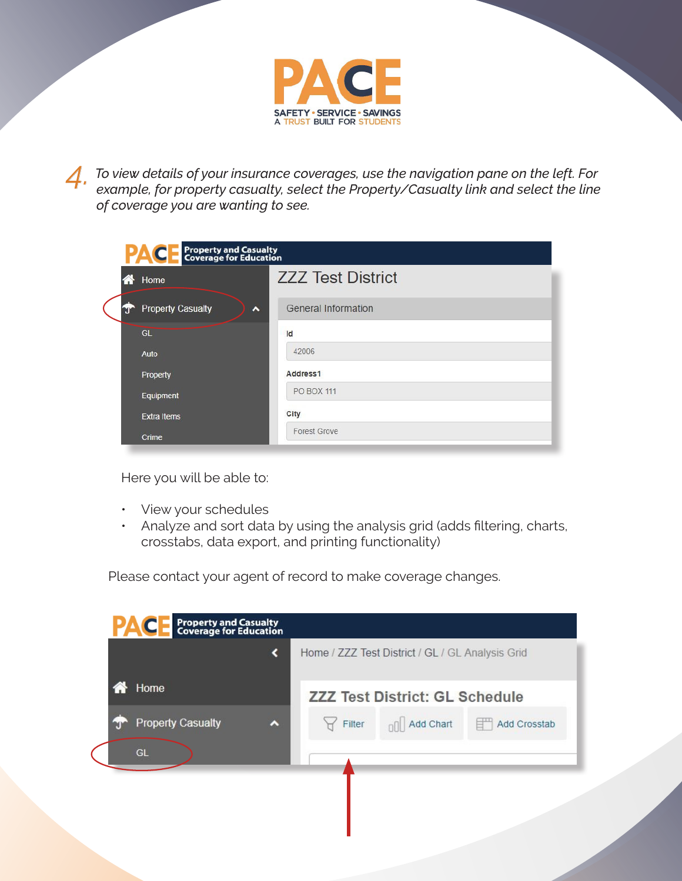4. *To view details of your insurance coverages, use the navigation pane on the left. For example, for property casualty, select the Property/Casualty link and select the line of coverage you are wanting to see.*

Here you will be able to:

- View your schedules
- Analyze and sort data by using the analysis grid (adds filtering, charts, crosstabs, data export, and printing functionality)

Please contact your agent of record to make coverage changes.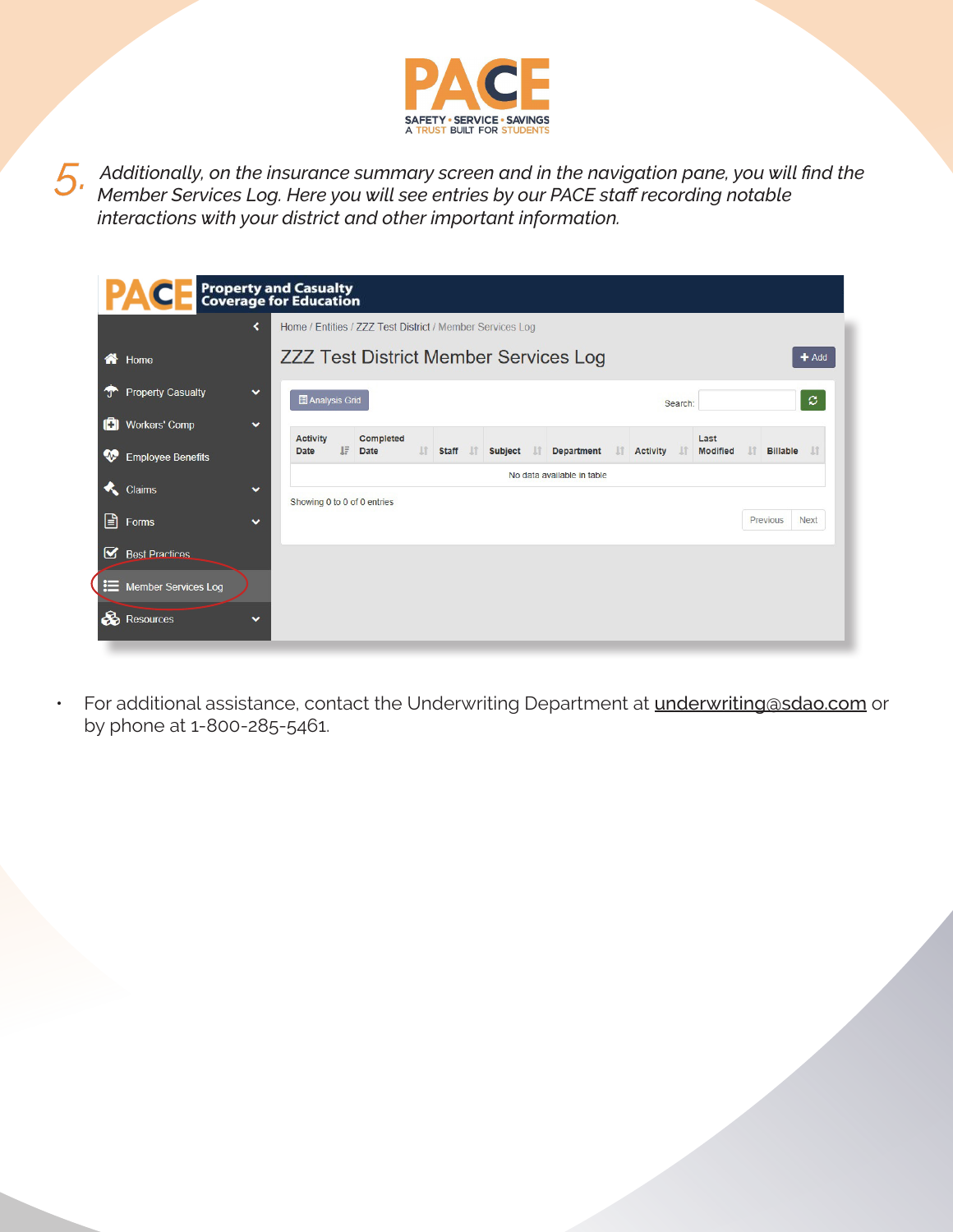5. *Additionally, on the insurance summary screen and in the navigation pane, you will find the Member Services Log. Here you will see entries by our PACE staff recording notable interactions with your district and other important information.*

- For additional assistance, contact the Underwriting Department at underwriting@sdao.com or by phone at 1-800-285-5461.